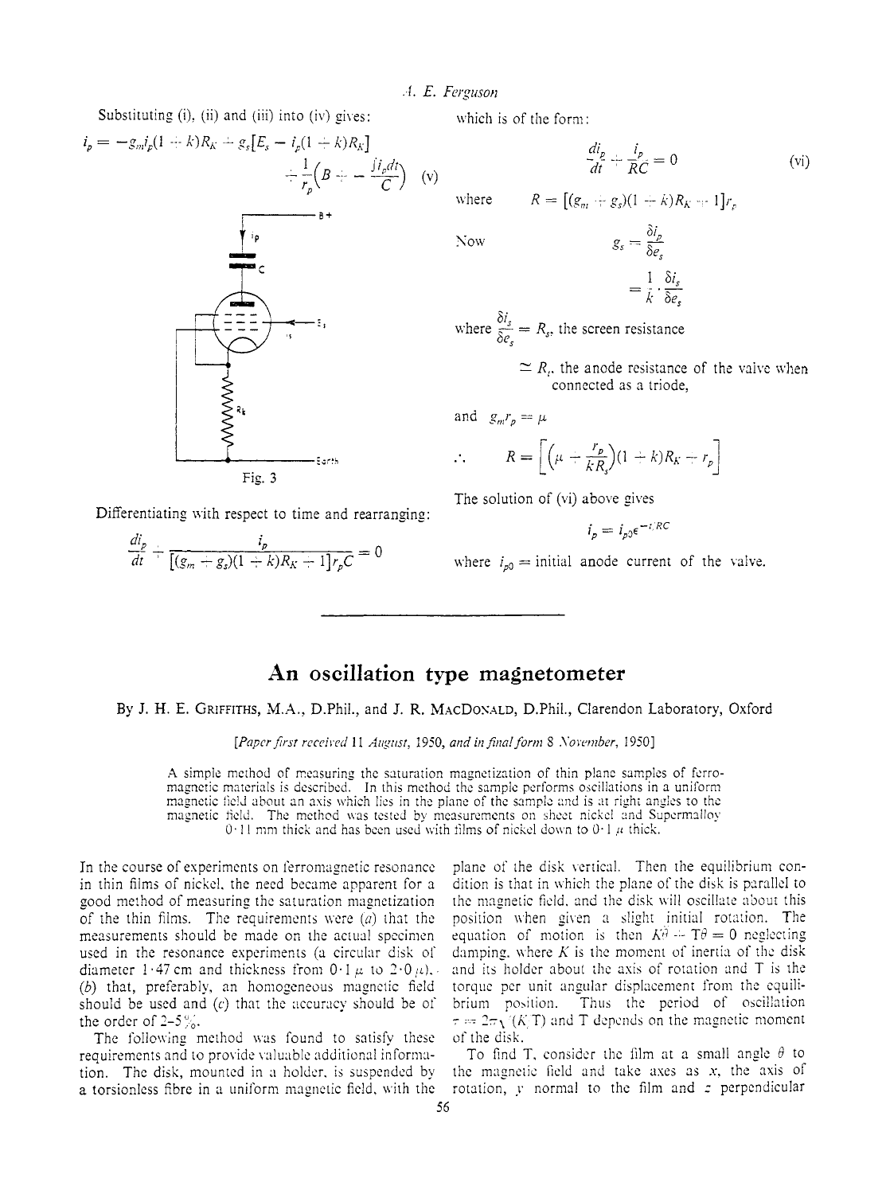Substituting (i), (ii) and (iii) into (iv) gives:

$$i_p = -g_m i_p(1 + k)R_K + g_s[E_s - i_p(1 + k)R_K] + \frac{1}{r_p}\left(B + -\frac{\int i_p dt}{C}\right) \quad \text{(v)}$$

Fig. 3

Differentiating with respect to time and rearranging:

$$\frac{di_p}{dt} + \frac{i_p}{[(g_m + g_s)(1 + k)R_K + 1]r_p C} = 0$$

which is of the form:

$$\frac{di_p}{dt} + \frac{i_p}{RC} = 0 \quad \text{(vi)}$$

where $R = [(g_m + g_s)(1 + k)R_K + 1]r_p$

Now

$$g_s = \frac{\delta i_p}{\delta e_s} = \frac{1}{k} \cdot \frac{\delta i_s}{\delta e_s}$$

where $\frac{\delta i_s}{\delta e_s} = R_s$, the screen resistance

$\simeq R_t$, the anode resistance of the valve when connected as a triode,

and $g_m r_p = \mu$

$$\therefore \quad R = \left[\left(\mu + \frac{r_p}{kR_s}\right)(1 + k)R_K + r_p\right]$$

The solution of (vi) above gives

$$i_p = i_{p0}\epsilon^{-t/RC}$$

where $i_{p0}$ = initial anode current of the valve.

---

# An oscillation type magnetometer

By J. H. E. Griffiths, M.A., D.Phil., and J. R. MacDonald, D.Phil., Clarendon Laboratory, Oxford

*[Paper first received 11 August, 1950, and in final form 8 November, 1950]*

A simple method of measuring the saturation magnetization of thin plane samples of ferromagnetic materials is described. In this method the sample performs oscillations in a uniform magnetic field about an axis which lies in the plane of the sample and is at right angles to the magnetic field. The method was tested by measurements on sheet nickel and Supermalloy 0·11 mm thick and has been used with films of nickel down to 0·1 $\mu$ thick.

In the course of experiments on ferromagnetic resonance in thin films of nickel, the need became apparent for a good method of measuring the saturation magnetization of the thin films. The requirements were (*a*) that the measurements should be made on the actual specimen used in the resonance experiments (a circular disk of diameter 1·47 cm and thickness from 0·1 $\mu$ to 2·0 $\mu$), (*b*) that, preferably, an homogeneous magnetic field should be used and (*c*) that the accuracy should be of the order of 2–5%.

The following method was found to satisfy these requirements and to provide valuable additional information. The disk, mounted in a holder, is suspended by a torsionless fibre in a uniform magnetic field, with the plane of the disk vertical. Then the equilibrium condition is that in which the plane of the disk is parallel to the magnetic field, and the disk will oscillate about this position when given a slight initial rotation. The equation of motion is then $K\ddot{\theta} + T\theta = 0$ neglecting damping, where $K$ is the moment of inertia of the disk and its holder about the axis of rotation and T is the torque per unit angular displacement from the equilibrium position. Thus the period of oscillation $\tau = 2\pi\sqrt{(K/T)}$ and T depends on the magnetic moment of the disk.

To find T, consider the film at a small angle $\theta$ to the magnetic field and take axes as $x$, the axis of rotation, $y$ normal to the film and $z$ perpendicular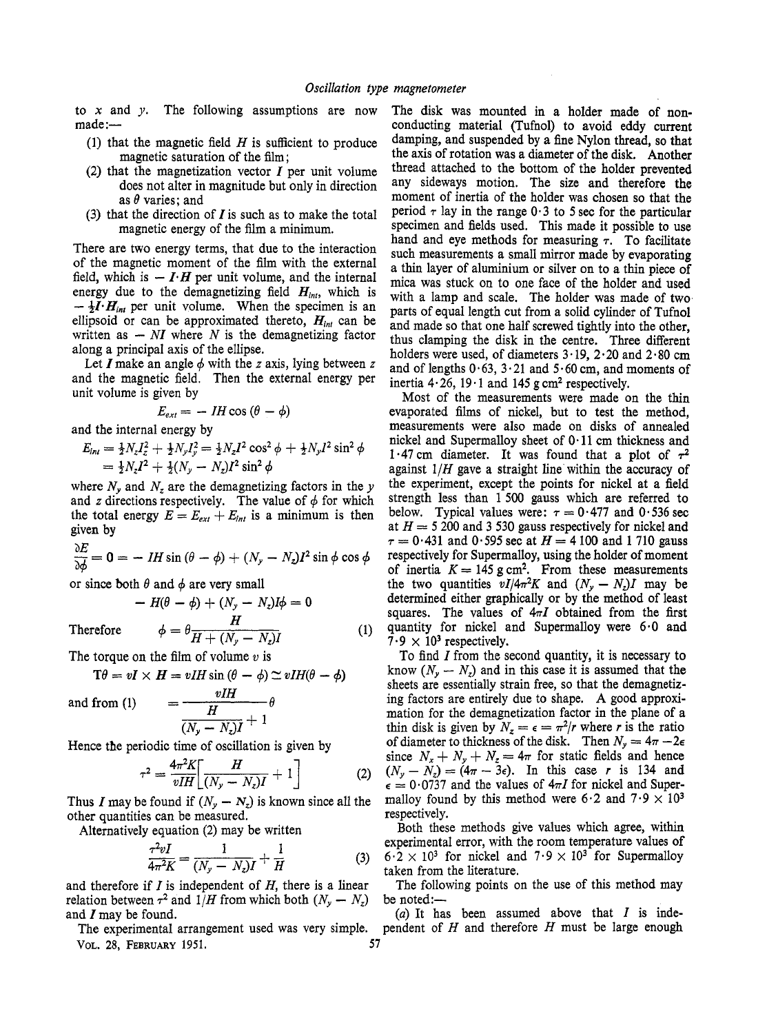to $x$ and $y$. The following assumptions are now made:—

(1) that the magnetic field $H$ is sufficient to produce magnetic saturation of the film;
(2) that the magnetization vector $I$ per unit volume does not alter in magnitude but only in direction as $\theta$ varies; and
(3) that the direction of $I$ is such as to make the total magnetic energy of the film a minimum.

There are two energy terms, that due to the interaction of the magnetic moment of the film with the external field, which is $-\boldsymbol{I}\cdot\boldsymbol{H}$ per unit volume, and the internal energy due to the demagnetizing field $\boldsymbol{H}_{int}$, which is $-\frac{1}{2}\boldsymbol{I}\cdot\boldsymbol{H}_{int}$ per unit volume. When the specimen is an ellipsoid or can be approximated thereto, $\boldsymbol{H}_{int}$ can be written as $-NI$ where $N$ is the demagnetizing factor along a principal axis of the ellipse.

Let $\boldsymbol{I}$ make an angle $\phi$ with the $z$ axis, lying between $z$ and the magnetic field. Then the external energy per unit volume is given by

$$E_{ext} = -IH\cos(\theta - \phi)$$

and the internal energy by

$$E_{int} = \tfrac{1}{2}N_z I_z^2 + \tfrac{1}{2}N_y I_y^2 = \tfrac{1}{2}N_z I^2\cos^2\phi + \tfrac{1}{2}N_y I^2\sin^2\phi$$
$$= \tfrac{1}{2}N_z I^2 + \tfrac{1}{2}(N_y - N_z)I^2\sin^2\phi$$

where $N_y$ and $N_z$ are the demagnetizing factors in the $y$ and $z$ directions respectively. The value of $\phi$ for which the total energy $E = E_{ext} + E_{int}$ is a minimum is then given by

$$\frac{\partial E}{\partial \phi} = 0 = -IH\sin(\theta - \phi) + (N_y - N_z)I^2\sin\phi\cos\phi$$

or since both $\theta$ and $\phi$ are very small

$$-H(\theta - \phi) + (N_y - N_z)I\phi = 0$$

Therefore

$$\phi = \theta\frac{H}{H + (N_y - N_z)I} \tag{1}$$

The torque on the film of volume $v$ is

$$T\theta = v\boldsymbol{I}\times\boldsymbol{H} = vIH\sin(\theta - \phi) \simeq vIH(\theta - \phi)$$

and from (1)

$$= \frac{vIH}{\dfrac{H}{(N_y - N_z)I} + 1}\theta$$

Hence the periodic time of oscillation is given by

$$\tau^2 = \frac{4\pi^2K}{vIH}\left[\frac{H}{(N_y - N_z)I} + 1\right] \tag{2}$$

Thus $I$ may be found if $(N_y - N_z)$ is known since all the other quantities can be measured.

Alternatively equation (2) may be written

$$\frac{\tau^2 vI}{4\pi^2K} = \frac{1}{(N_y - N_z)I} + \frac{1}{H} \tag{3}$$

and therefore if $I$ is independent of $H$, there is a linear relation between $\tau^2$ and $1/H$ from which both $(N_y - N_z)$ and $I$ may be found.

The experimental arrangement used was very simple. The disk was mounted in a holder made of non-conducting material (Tufnol) to avoid eddy current damping, and suspended by a fine Nylon thread, so that the axis of rotation was a diameter of the disk. Another thread attached to the bottom of the holder prevented any sideways motion. The size and therefore the moment of inertia of the holder was chosen so that the period $\tau$ lay in the range 0·3 to 5 sec for the particular specimen and fields used. This made it possible to use hand and eye methods for measuring $\tau$. To facilitate such measurements a small mirror made by evaporating a thin layer of aluminium or silver on to a thin piece of mica was stuck on to one face of the holder and used with a lamp and scale. The holder was made of two parts of equal length cut from a solid cylinder of Tufnol and made so that one half screwed tightly into the other, thus clamping the disk in the centre. Three different holders were used, of diameters 3·19, 2·20 and 2·80 cm and of lengths 0·63, 3·21 and 5·60 cm, and moments of inertia 4·26, 19·1 and 145 g cm$^2$ respectively.

Most of the measurements were made on the thin evaporated films of nickel, but to test the method, measurements were also made on disks of annealed nickel and Supermalloy sheet of 0·11 cm thickness and 1·47 cm diameter. It was found that a plot of $\tau^2$ against $1/H$ gave a straight line within the accuracy of the experiment, except the points for nickel at a field strength less than 1 500 gauss which are referred to below. Typical values were: $\tau = 0{\cdot}477$ and $0{\cdot}536$ sec at $H = 5\,200$ and $3\,530$ gauss respectively for nickel and $\tau = 0{\cdot}431$ and $0{\cdot}595$ sec at $H = 4\,100$ and $1\,710$ gauss respectively for Supermalloy, using the holder of moment of inertia $K = 145$ g cm$^2$. From these measurements the two quantities $vI/4\pi^2K$ and $(N_y - N_z)I$ may be determined either graphically or by the method of least squares. The values of $4\pi I$ obtained from the first quantity for nickel and Supermalloy were 6·0 and $7{\cdot}9 \times 10^3$ respectively.

To find $I$ from the second quantity, it is necessary to know $(N_y - N_z)$ and in this case it is assumed that the sheets are essentially strain free, so that the demagnetizing factors are entirely due to shape. A good approximation for the demagnetization factor in the plane of a thin disk is given by $N_z = \epsilon = \pi^2/r$ where $r$ is the ratio of diameter to thickness of the disk. Then $N_y = 4\pi - 2\epsilon$ since $N_x + N_y + N_z = 4\pi$ for static fields and hence $(N_y - N_z) = (4\pi - 3\epsilon)$. In this case $r$ is 134 and $\epsilon = 0{\cdot}0737$ and the values of $4\pi I$ for nickel and Supermalloy found by this method were 6·2 and $7{\cdot}9 \times 10^3$ respectively.

Both these methods give values which agree, within experimental error, with the room temperature values of $6{\cdot}2 \times 10^3$ for nickel and $7{\cdot}9 \times 10^3$ for Supermalloy taken from the literature.

The following points on the use of this method may be noted:—

(*a*) It has been assumed above that $I$ is independent of $H$ and therefore $H$ must be large enough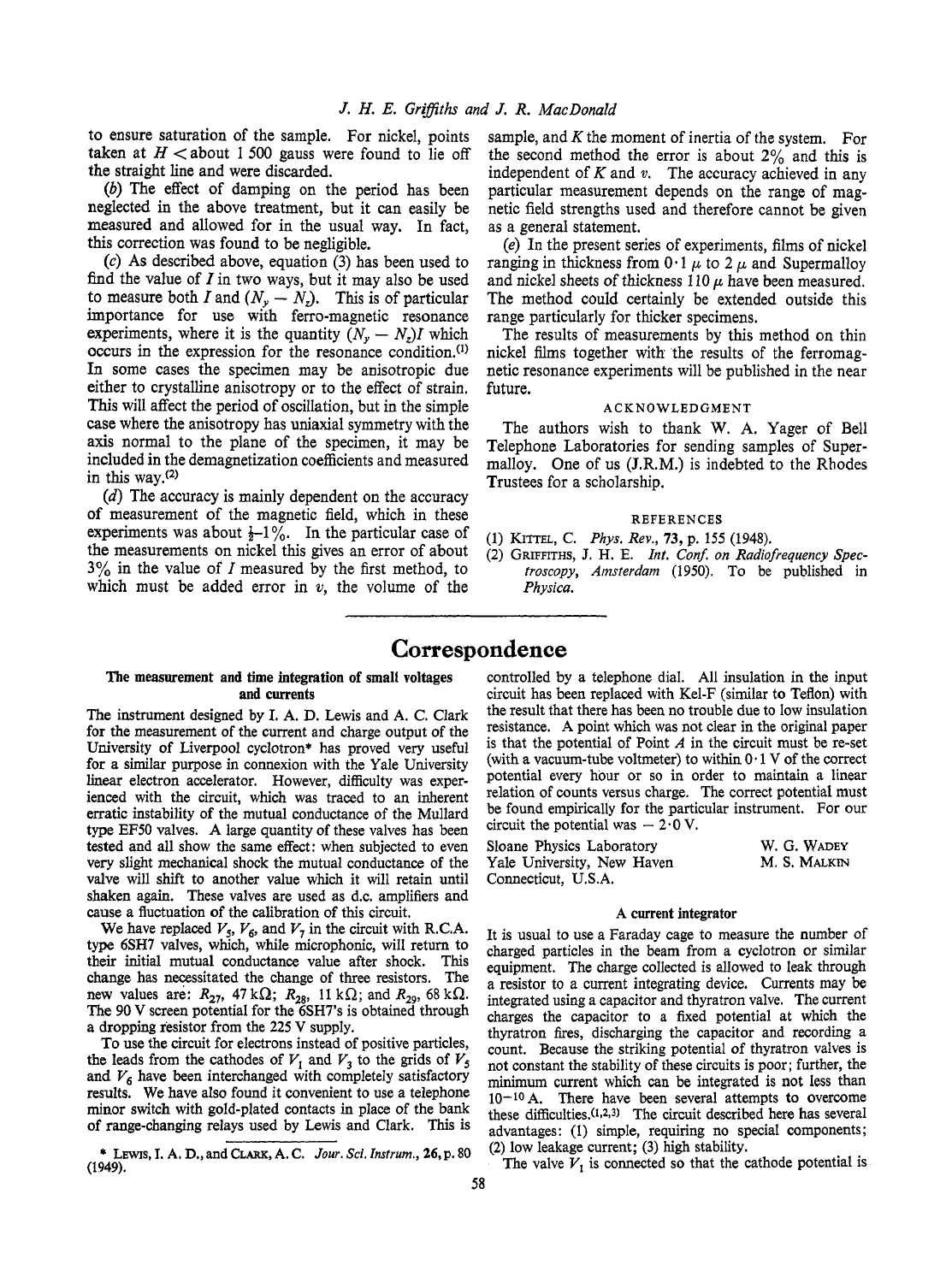to ensure saturation of the sample. For nickel, points taken at $H <$ about 1 500 gauss were found to lie off the straight line and were discarded.

(*b*) The effect of damping on the period has been neglected in the above treatment, but it can easily be measured and allowed for in the usual way. In fact, this correction was found to be negligible.

(*c*) As described above, equation (3) has been used to find the value of $I$ in two ways, but it may also be used to measure both $I$ and $(N_y - N_z)$. This is of particular importance for use with ferro-magnetic resonance experiments, where it is the quantity $(N_y - N_z)I$ which occurs in the expression for the resonance condition.[1] In some cases the specimen may be anisotropic due either to crystalline anisotropy or to the effect of strain. This will affect the period of oscillation, but in the simple case where the anisotropy has uniaxial symmetry with the axis normal to the plane of the specimen, it may be included in the demagnetization coefficients and measured in this way.[2]

(*d*) The accuracy is mainly dependent on the accuracy of measurement of the magnetic field, which in these experiments was about $\frac{1}{2}$–1%. In the particular case of the measurements on nickel this gives an error of about 3% in the value of $I$ measured by the first method, to which must be added error in $v$, the volume of the sample, and $K$ the moment of inertia of the system. For the second method the error is about 2% and this is independent of $K$ and $v$. The accuracy achieved in any particular measurement depends on the range of magnetic field strengths used and therefore cannot be given as a general statement.

(*e*) In the present series of experiments, films of nickel ranging in thickness from $0 \cdot 1\ \mu$ to $2\ \mu$ and Supermalloy and nickel sheets of thickness $110\ \mu$ have been measured. The method could certainly be extended outside this range particularly for thicker specimens.

The results of measurements by this method on thin nickel films together with the results of the ferromagnetic resonance experiments will be published in the near future.

### ACKNOWLEDGMENT

The authors wish to thank W. A. Yager of Bell Telephone Laboratories for sending samples of Supermalloy. One of us (J.R.M.) is indebted to the Rhodes Trustees for a scholarship.

### REFERENCES

(1) KITTEL, C. *Phys. Rev.*, **73**, p. 155 (1948).

(2) GRIFFITHS, J. H. E. *Int. Conf. on Radiofrequency Spectroscopy, Amsterdam* (1950). To be published in *Physica.*

# Correspondence

## The measurement and time integration of small voltages and currents

The instrument designed by I. A. D. Lewis and A. C. Clark for the measurement of the current and charge output of the University of Liverpool cyclotron* has proved very useful for a similar purpose in connexion with the Yale University linear electron accelerator. However, difficulty was experienced with the circuit, which was traced to an inherent erratic instability of the mutual conductance of the Mullard type EF50 valves. A large quantity of these valves has been tested and all show the same effect: when subjected to even very slight mechanical shock the mutual conductance of the valve will shift to another value which it will retain until shaken again. These valves are used as d.c. amplifiers and cause a fluctuation of the calibration of this circuit.

We have replaced $V_5$, $V_6$, and $V_7$ in the circuit with R.C.A. type 6SH7 valves, which, while microphonic, will return to their initial mutual conductance value after shock. This change has necessitated the change of three resistors. The new values are: $R_{27}$, 47 kΩ; $R_{28}$, 11 kΩ; and $R_{29}$, 68 kΩ. The 90 V screen potential for the 6SH7's is obtained through a dropping resistor from the 225 V supply.

To use the circuit for electrons instead of positive particles, the leads from the cathodes of $V_1$ and $V_3$ to the grids of $V_5$ and $V_6$ have been interchanged with completely satisfactory results. We have also found it convenient to use a telephone minor switch with gold-plated contacts in place of the bank of range-changing relays used by Lewis and Clark. This is controlled by a telephone dial. All insulation in the input circuit has been replaced with Kel-F (similar to Teflon) with the result that there has been no trouble due to low insulation resistance. A point which was not clear in the original paper is that the potential of Point *A* in the circuit must be re-set (with a vacuum-tube voltmeter) to within 0·1 V of the correct potential every hour or so in order to maintain a linear relation of counts versus charge. The correct potential must be found empirically for the particular instrument. For our circuit the potential was − 2·0 V.

Sloane Physics Laboratory
Yale University, New Haven
Connecticut, U.S.A.

W. G. WADEY
M. S. MALKIN

\* LEWIS, I. A. D., and CLARK, A. C. *Jour. Sci. Instrum.*, **26**, p. 80 (1949).

## A current integrator

It is usual to use a Faraday cage to measure the number of charged particles in the beam from a cyclotron or similar equipment. The charge collected is allowed to leak through a resistor to a current integrating device. Currents may be integrated using a capacitor and thyratron valve. The current charges the capacitor to a fixed potential at which the thyratron fires, discharging the capacitor and recording a count. Because the striking potential of thyratron valves is not constant the stability of these circuits is poor; further, the minimum current which can be integrated is not less than $10^{-10}$ A. There have been several attempts to overcome these difficulties.[1,2,3] The circuit described here has several advantages: (1) simple, requiring no special components; (2) low leakage current; (3) high stability.

The valve $V_1$ is connected so that the cathode potential is